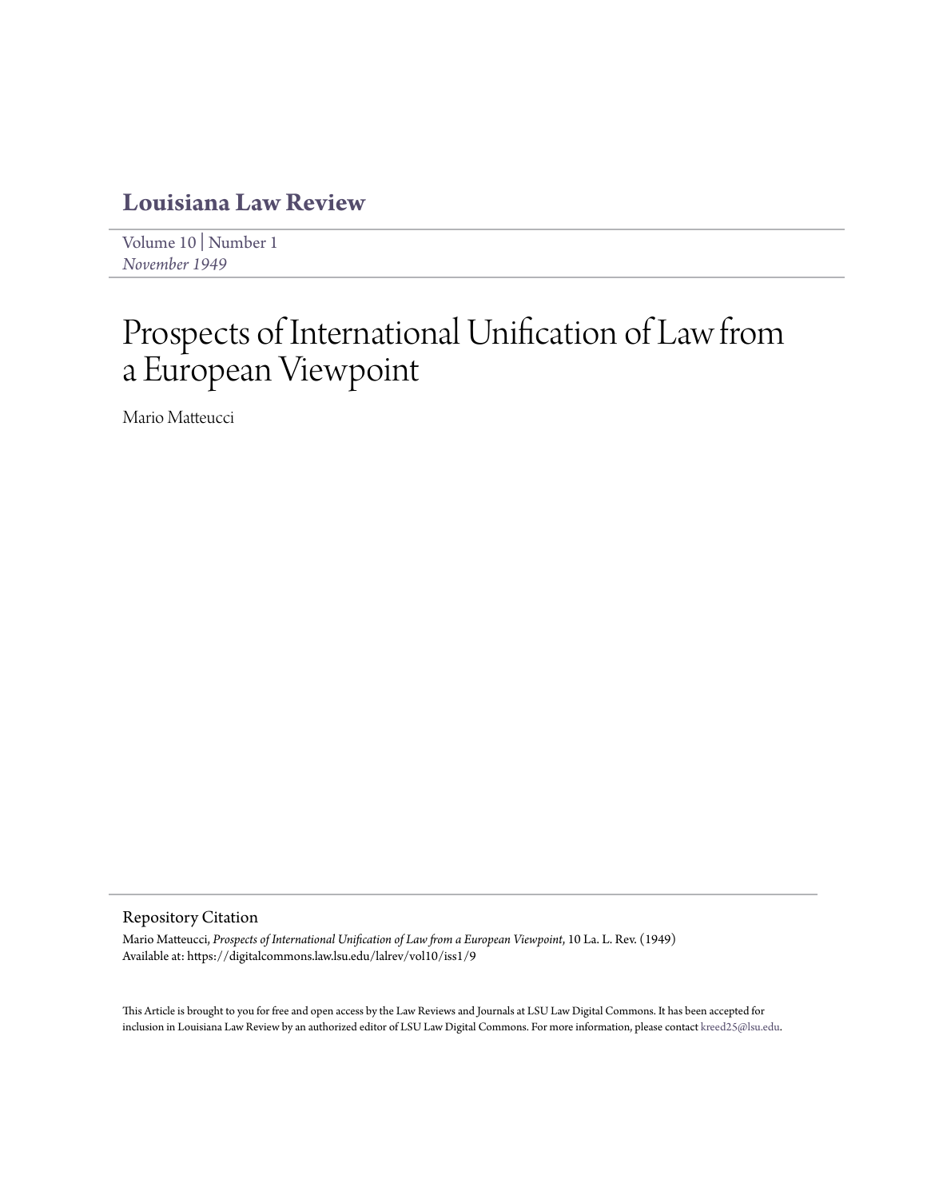# Louisiana Law Review

Volume 10 | Number 1
*November 1949*

# Prospects of International Unification of Law from a European Viewpoint

Mario Matteucci

## Repository Citation

Mario Matteucci, *Prospects of International Unification of Law from a European Viewpoint*, 10 La. L. Rev. (1949)
Available at: https://digitalcommons.law.lsu.edu/lalrev/vol10/iss1/9

This Article is brought to you for free and open access by the Law Reviews and Journals at LSU Law Digital Commons. It has been accepted for inclusion in Louisiana Law Review by an authorized editor of LSU Law Digital Commons. For more information, please contact kreed25@lsu.edu.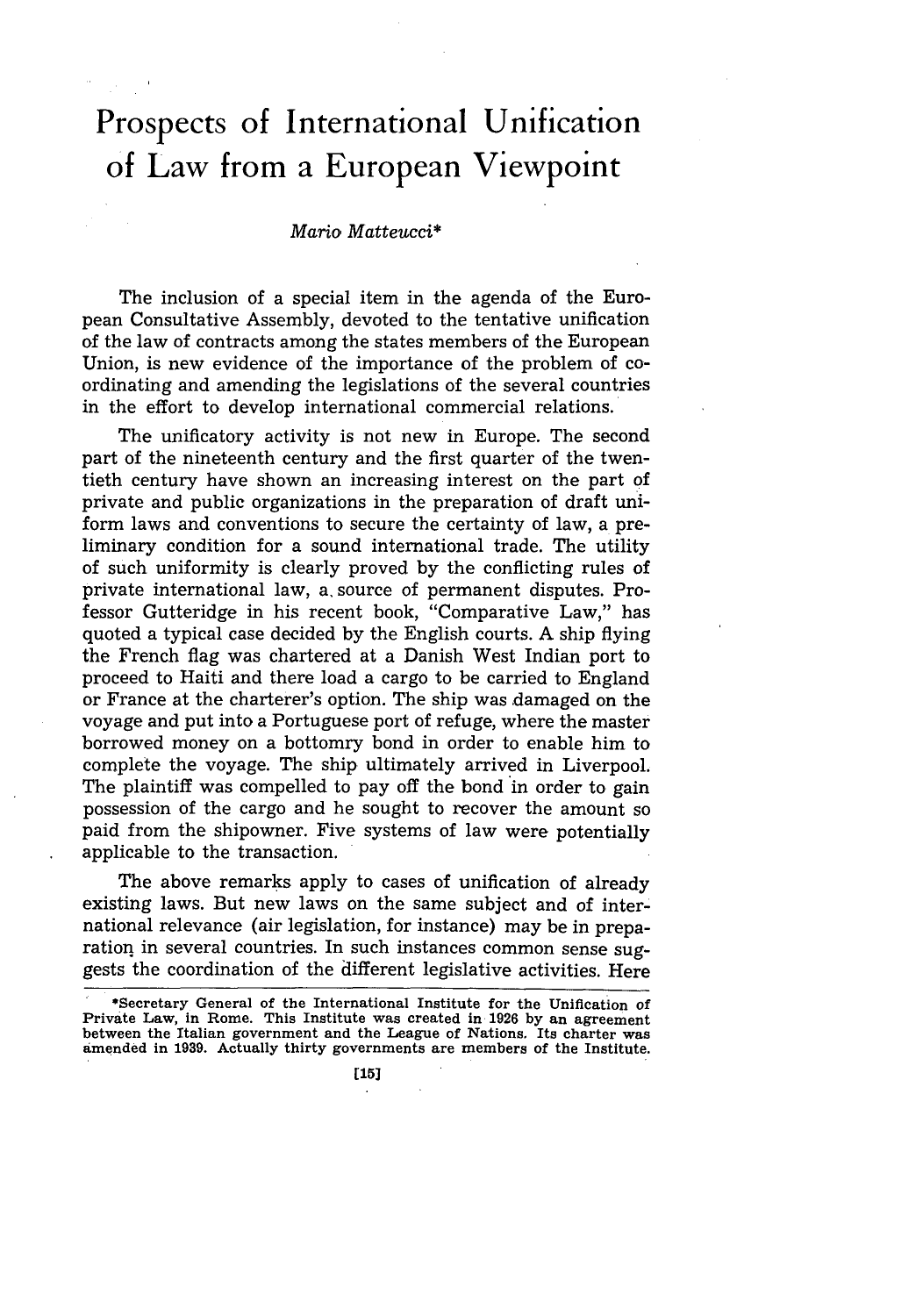# Prospects of International Unification of Law from a European Viewpoint

*Mario Matteucci*\*

The inclusion of a special item in the agenda of the European Consultative Assembly, devoted to the tentative unification of the law of contracts among the states members of the European Union, is new evidence of the importance of the problem of coordinating and amending the legislations of the several countries in the effort to develop international commercial relations.

The unificatory activity is not new in Europe. The second part of the nineteenth century and the first quarter of the twentieth century have shown an increasing interest on the part of private and public organizations in the preparation of draft uniform laws and conventions to secure the certainty of law, a preliminary condition for a sound international trade. The utility of such uniformity is clearly proved by the conflicting rules of private international law, a source of permanent disputes. Professor Gutteridge in his recent book, "Comparative Law," has quoted a typical case decided by the English courts. A ship flying the French flag was chartered at a Danish West Indian port to proceed to Haiti and there load a cargo to be carried to England or France at the charterer's option. The ship was damaged on the voyage and put into a Portuguese port of refuge, where the master borrowed money on a bottomry bond in order to enable him to complete the voyage. The ship ultimately arrived in Liverpool. The plaintiff was compelled to pay off the bond in order to gain possession of the cargo and he sought to recover the amount so paid from the shipowner. Five systems of law were potentially applicable to the transaction.

The above remarks apply to cases of unification of already existing laws. But new laws on the same subject and of international relevance (air legislation, for instance) may be in preparation in several countries. In such instances common sense suggests the coordination of the different legislative activities. Here

\*Secretary General of the International Institute for the Unification of Private Law, in Rome. This Institute was created in 1926 by an agreement between the Italian government and the League of Nations. Its charter was amended in 1939. Actually thirty governments are members of the Institute.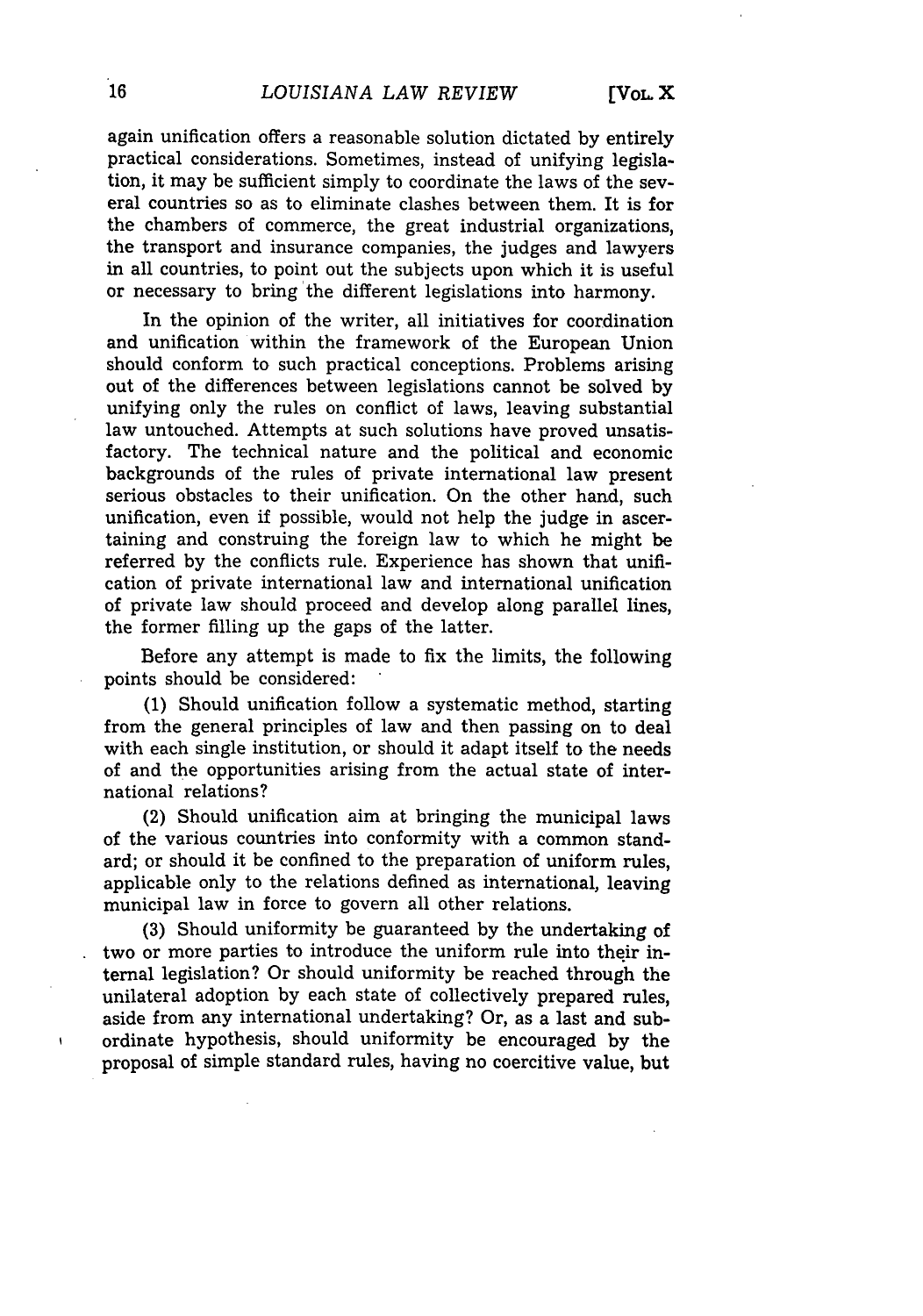again unification offers a reasonable solution dictated by entirely practical considerations. Sometimes, instead of unifying legislation, it may be sufficient simply to coordinate the laws of the several countries so as to eliminate clashes between them. It is for the chambers of commerce, the great industrial organizations, the transport and insurance companies, the judges and lawyers in all countries, to point out the subjects upon which it is useful or necessary to bring the different legislations into harmony.

In the opinion of the writer, all initiatives for coordination and unification within the framework of the European Union should conform to such practical conceptions. Problems arising out of the differences between legislations cannot be solved by unifying only the rules on conflict of laws, leaving substantial law untouched. Attempts at such solutions have proved unsatisfactory. The technical nature and the political and economic backgrounds of the rules of private international law present serious obstacles to their unification. On the other hand, such unification, even if possible, would not help the judge in ascertaining and construing the foreign law to which he might be referred by the conflicts rule. Experience has shown that unification of private international law and international unification of private law should proceed and develop along parallel lines, the former filling up the gaps of the latter.

Before any attempt is made to fix the limits, the following points should be considered:

(1) Should unification follow a systematic method, starting from the general principles of law and then passing on to deal with each single institution, or should it adapt itself to the needs of and the opportunities arising from the actual state of international relations?

(2) Should unification aim at bringing the municipal laws of the various countries into conformity with a common standard; or should it be confined to the preparation of uniform rules, applicable only to the relations defined as international, leaving municipal law in force to govern all other relations.

(3) Should uniformity be guaranteed by the undertaking of two or more parties to introduce the uniform rule into their internal legislation? Or should uniformity be reached through the unilateral adoption by each state of collectively prepared rules, aside from any international undertaking? Or, as a last and subordinate hypothesis, should uniformity be encouraged by the proposal of simple standard rules, having no coercitive value, but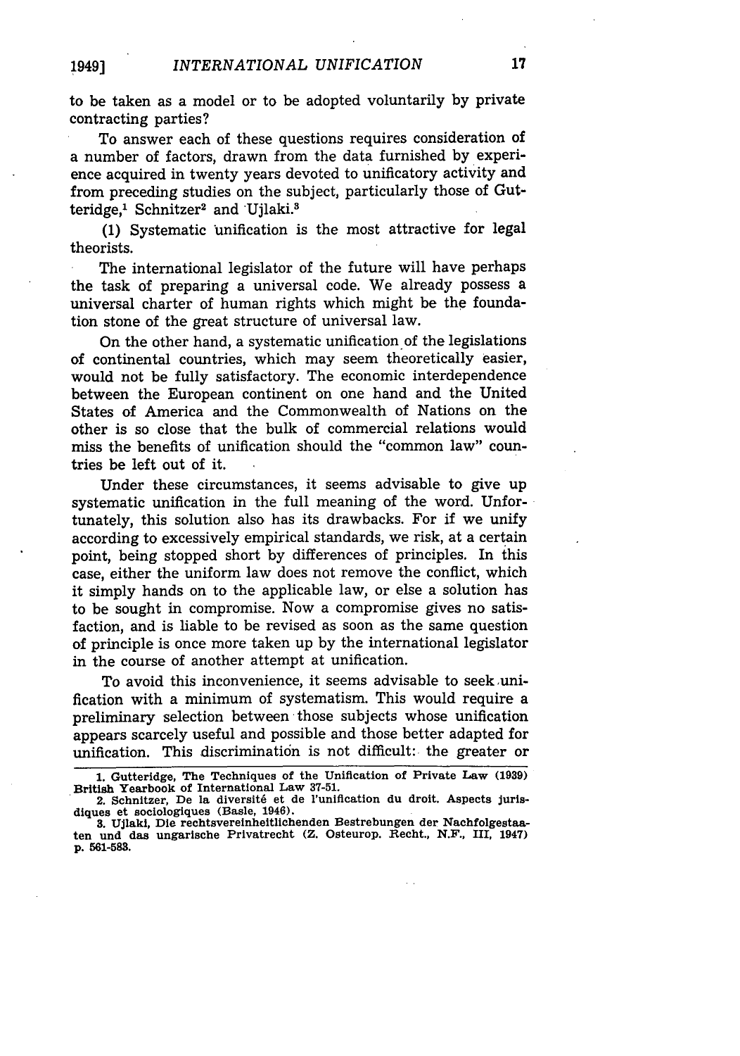to be taken as a model or to be adopted voluntarily by private contracting parties?

To answer each of these questions requires consideration of a number of factors, drawn from the data furnished by experience acquired in twenty years devoted to unificatory activity and from preceding studies on the subject, particularly those of Gutteridge,[1] Schnitzer[2] and Ujlaki.[3]

(1) Systematic unification is the most attractive for legal theorists.

The international legislator of the future will have perhaps the task of preparing a universal code. We already possess a universal charter of human rights which might be the foundation stone of the great structure of universal law.

On the other hand, a systematic unification of the legislations of continental countries, which may seem theoretically easier, would not be fully satisfactory. The economic interdependence between the European continent on one hand and the United States of America and the Commonwealth of Nations on the other is so close that the bulk of commercial relations would miss the benefits of unification should the "common law" countries be left out of it.

Under these circumstances, it seems advisable to give up systematic unification in the full meaning of the word. Unfortunately, this solution also has its drawbacks. For if we unify according to excessively empirical standards, we risk, at a certain point, being stopped short by differences of principles. In this case, either the uniform law does not remove the conflict, which it simply hands on to the applicable law, or else a solution has to be sought in compromise. Now a compromise gives no satisfaction, and is liable to be revised as soon as the same question of principle is once more taken up by the international legislator in the course of another attempt at unification.

To avoid this inconvenience, it seems advisable to seek unification with a minimum of systematism. This would require a preliminary selection between those subjects whose unification appears scarcely useful and possible and those better adapted for unification. This discrimination is not difficult: the greater or

---

1. Gutteridge, The Techniques of the Unification of Private Law (1939) British Yearbook of International Law 37-51.

2. Schnitzer, De la diversité et de l'unification du droit. Aspects juridiques et sociologiques (Basle, 1946).

3. Ujlaki, Die rechtsvereinheitlichenden Bestrebungen der Nachfolgestaaten und das ungarische Privatrecht (Z. Osteurop. Recht., N.F., III, 1947) p. 561-583.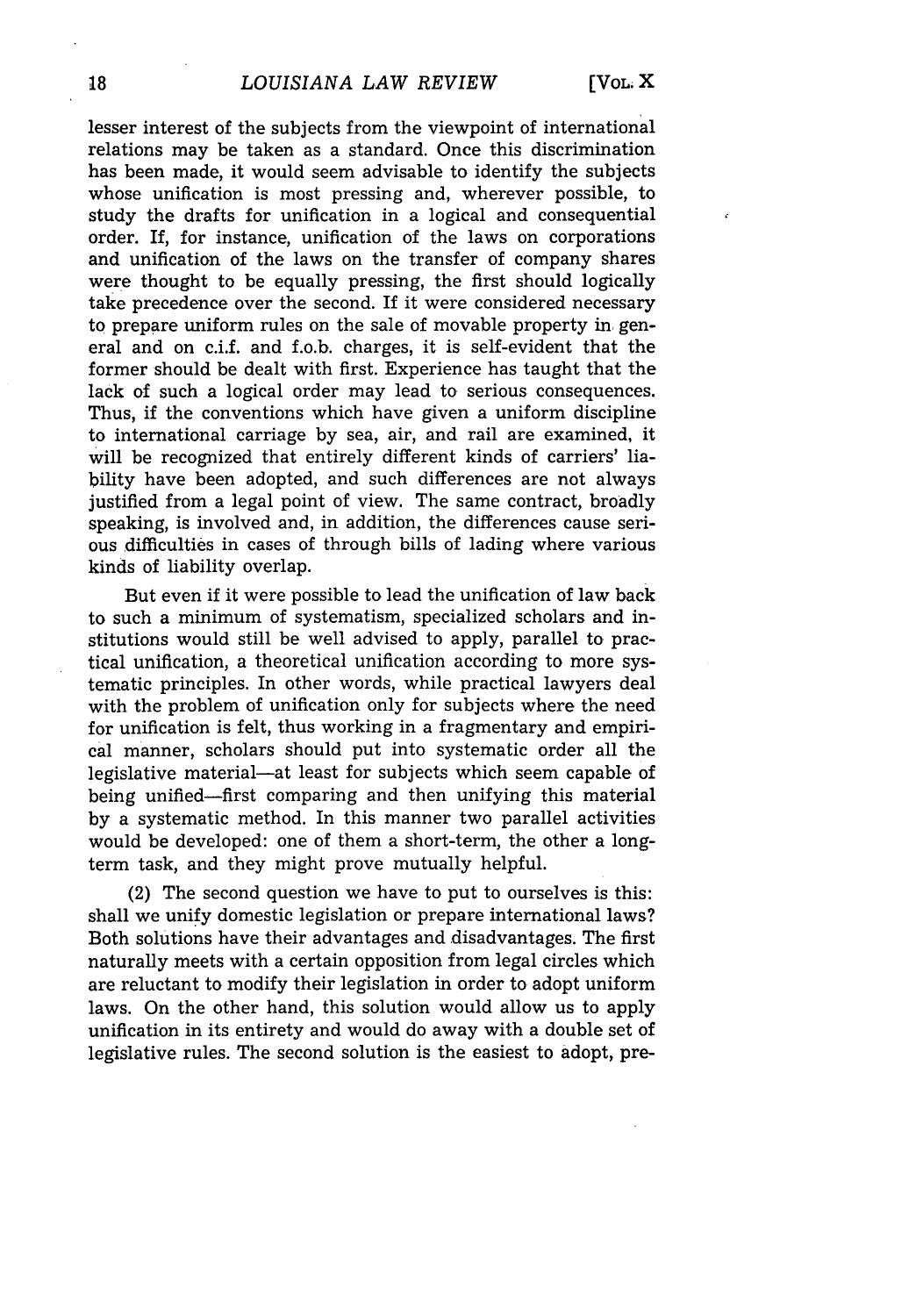lesser interest of the subjects from the viewpoint of international relations may be taken as a standard. Once this discrimination has been made, it would seem advisable to identify the subjects whose unification is most pressing and, wherever possible, to study the drafts for unification in a logical and consequential order. If, for instance, unification of the laws on corporations and unification of the laws on the transfer of company shares were thought to be equally pressing, the first should logically take precedence over the second. If it were considered necessary to prepare uniform rules on the sale of movable property in general and on c.i.f. and f.o.b. charges, it is self-evident that the former should be dealt with first. Experience has taught that the lack of such a logical order may lead to serious consequences. Thus, if the conventions which have given a uniform discipline to international carriage by sea, air, and rail are examined, it will be recognized that entirely different kinds of carriers' liability have been adopted, and such differences are not always justified from a legal point of view. The same contract, broadly speaking, is involved and, in addition, the differences cause serious difficulties in cases of through bills of lading where various kinds of liability overlap.

But even if it were possible to lead the unification of law back to such a minimum of systematism, specialized scholars and institutions would still be well advised to apply, parallel to practical unification, a theoretical unification according to more systematic principles. In other words, while practical lawyers deal with the problem of unification only for subjects where the need for unification is felt, thus working in a fragmentary and empirical manner, scholars should put into systematic order all the legislative material—at least for subjects which seem capable of being unified—first comparing and then unifying this material by a systematic method. In this manner two parallel activities would be developed: one of them a short-term, the other a long-term task, and they might prove mutually helpful.

(2) The second question we have to put to ourselves is this: shall we unify domestic legislation or prepare international laws? Both solutions have their advantages and disadvantages. The first naturally meets with a certain opposition from legal circles which are reluctant to modify their legislation in order to adopt uniform laws. On the other hand, this solution would allow us to apply unification in its entirety and would do away with a double set of legislative rules. The second solution is the easiest to adopt, pre-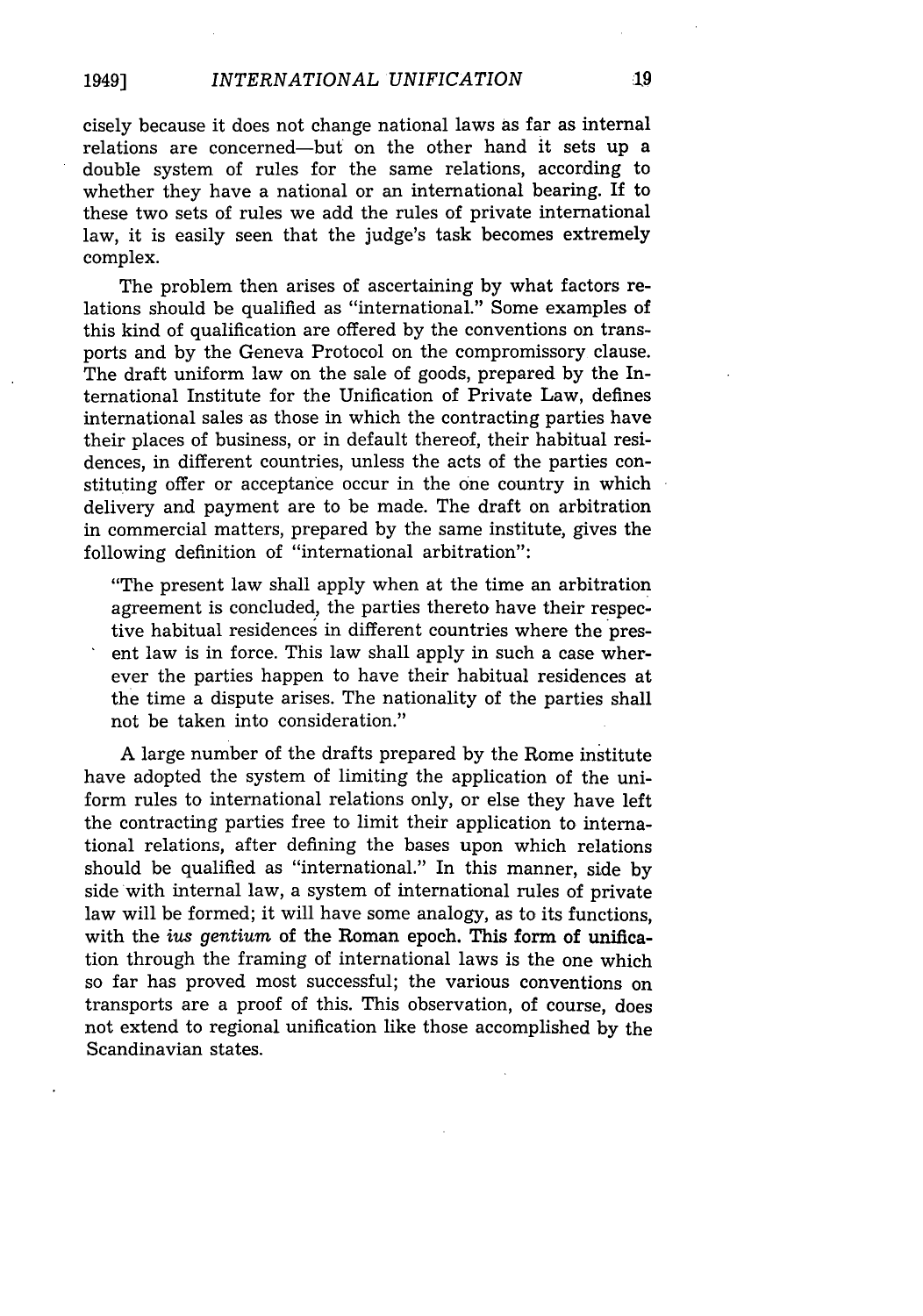cisely because it does not change national laws as far as internal relations are concerned—but on the other hand it sets up a double system of rules for the same relations, according to whether they have a national or an international bearing. If to these two sets of rules we add the rules of private international law, it is easily seen that the judge's task becomes extremely complex.

The problem then arises of ascertaining by what factors relations should be qualified as "international." Some examples of this kind of qualification are offered by the conventions on transports and by the Geneva Protocol on the compromissory clause. The draft uniform law on the sale of goods, prepared by the International Institute for the Unification of Private Law, defines international sales as those in which the contracting parties have their places of business, or in default thereof, their habitual residences, in different countries, unless the acts of the parties constituting offer or acceptance occur in the one country in which delivery and payment are to be made. The draft on arbitration in commercial matters, prepared by the same institute, gives the following definition of "international arbitration":

> "The present law shall apply when at the time an arbitration agreement is concluded, the parties thereto have their respective habitual residences in different countries where the present law is in force. This law shall apply in such a case wherever the parties happen to have their habitual residences at the time a dispute arises. The nationality of the parties shall not be taken into consideration."

A large number of the drafts prepared by the Rome institute have adopted the system of limiting the application of the uniform rules to international relations only, or else they have left the contracting parties free to limit their application to international relations, after defining the bases upon which relations should be qualified as "international." In this manner, side by side with internal law, a system of international rules of private law will be formed; it will have some analogy, as to its functions, with the *ius gentium* of the Roman epoch. This form of unification through the framing of international laws is the one which so far has proved most successful; the various conventions on transports are a proof of this. This observation, of course, does not extend to regional unification like those accomplished by the Scandinavian states.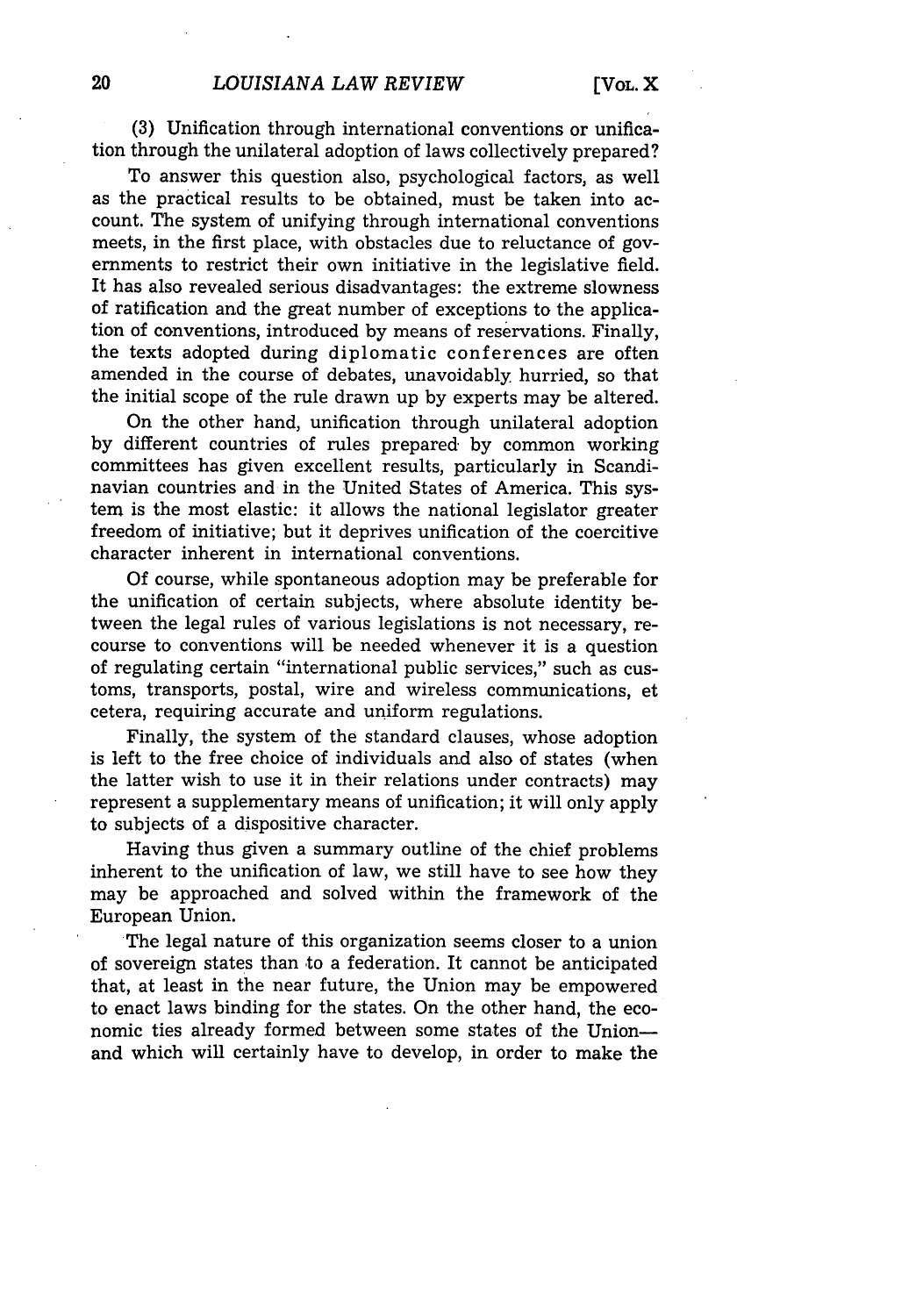(3) Unification through international conventions or unification through the unilateral adoption of laws collectively prepared?

To answer this question also, psychological factors, as well as the practical results to be obtained, must be taken into account. The system of unifying through international conventions meets, in the first place, with obstacles due to reluctance of governments to restrict their own initiative in the legislative field. It has also revealed serious disadvantages: the extreme slowness of ratification and the great number of exceptions to the application of conventions, introduced by means of reservations. Finally, the texts adopted during diplomatic conferences are often amended in the course of debates, unavoidably hurried, so that the initial scope of the rule drawn up by experts may be altered.

On the other hand, unification through unilateral adoption by different countries of rules prepared by common working committees has given excellent results, particularly in Scandinavian countries and in the United States of America. This system is the most elastic: it allows the national legislator greater freedom of initiative; but it deprives unification of the coercitive character inherent in international conventions.

Of course, while spontaneous adoption may be preferable for the unification of certain subjects, where absolute identity between the legal rules of various legislations is not necessary, recourse to conventions will be needed whenever it is a question of regulating certain "international public services," such as customs, transports, postal, wire and wireless communications, et cetera, requiring accurate and uniform regulations.

Finally, the system of the standard clauses, whose adoption is left to the free choice of individuals and also of states (when the latter wish to use it in their relations under contracts) may represent a supplementary means of unification; it will only apply to subjects of a dispositive character.

Having thus given a summary outline of the chief problems inherent to the unification of law, we still have to see how they may be approached and solved within the framework of the European Union.

The legal nature of this organization seems closer to a union of sovereign states than to a federation. It cannot be anticipated that, at least in the near future, the Union may be empowered to enact laws binding for the states. On the other hand, the economic ties already formed between some states of the Union—and which will certainly have to develop, in order to make the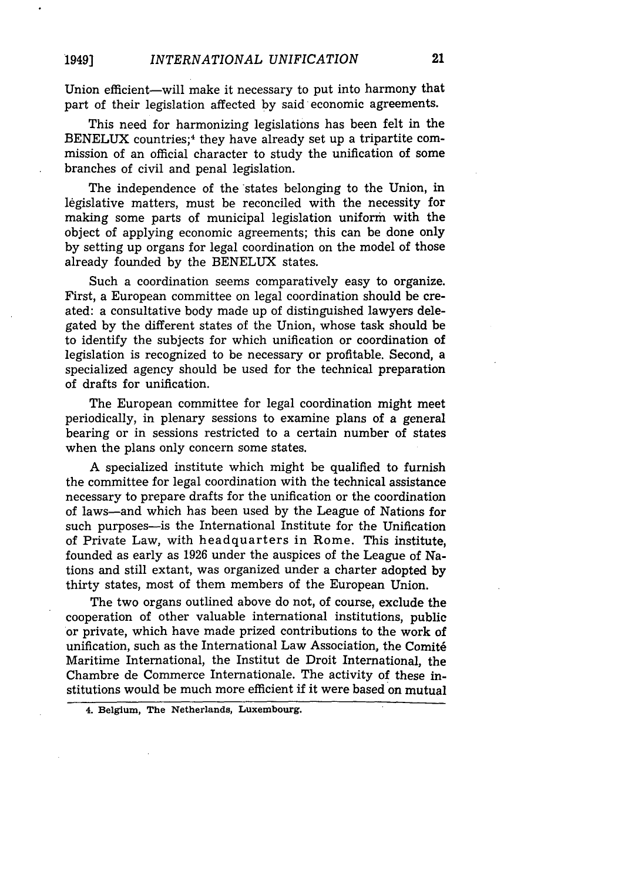Union efficient—will make it necessary to put into harmony that part of their legislation affected by said economic agreements.

This need for harmonizing legislations has been felt in the BENELUX countries;[4] they have already set up a tripartite commission of an official character to study the unification of some branches of civil and penal legislation.

The independence of the states belonging to the Union, in legislative matters, must be reconciled with the necessity for making some parts of municipal legislation uniform with the object of applying economic agreements; this can be done only by setting up organs for legal coordination on the model of those already founded by the BENELUX states.

Such a coordination seems comparatively easy to organize. First, a European committee on legal coordination should be created: a consultative body made up of distinguished lawyers delegated by the different states of the Union, whose task should be to identify the subjects for which unification or coordination of legislation is recognized to be necessary or profitable. Second, a specialized agency should be used for the technical preparation of drafts for unification.

The European committee for legal coordination might meet periodically, in plenary sessions to examine plans of a general bearing or in sessions restricted to a certain number of states when the plans only concern some states.

A specialized institute which might be qualified to furnish the committee for legal coordination with the technical assistance necessary to prepare drafts for the unification or the coordination of laws—and which has been used by the League of Nations for such purposes—is the International Institute for the Unification of Private Law, with headquarters in Rome. This institute, founded as early as 1926 under the auspices of the League of Nations and still extant, was organized under a charter adopted by thirty states, most of them members of the European Union.

The two organs outlined above do not, of course, exclude the cooperation of other valuable international institutions, public or private, which have made prized contributions to the work of unification, such as the International Law Association, the Comité Maritime International, the Institut de Droit International, the Chambre de Commerce Internationale. The activity of these institutions would be much more efficient if it were based on mutual

4. Belgium, The Netherlands, Luxembourg.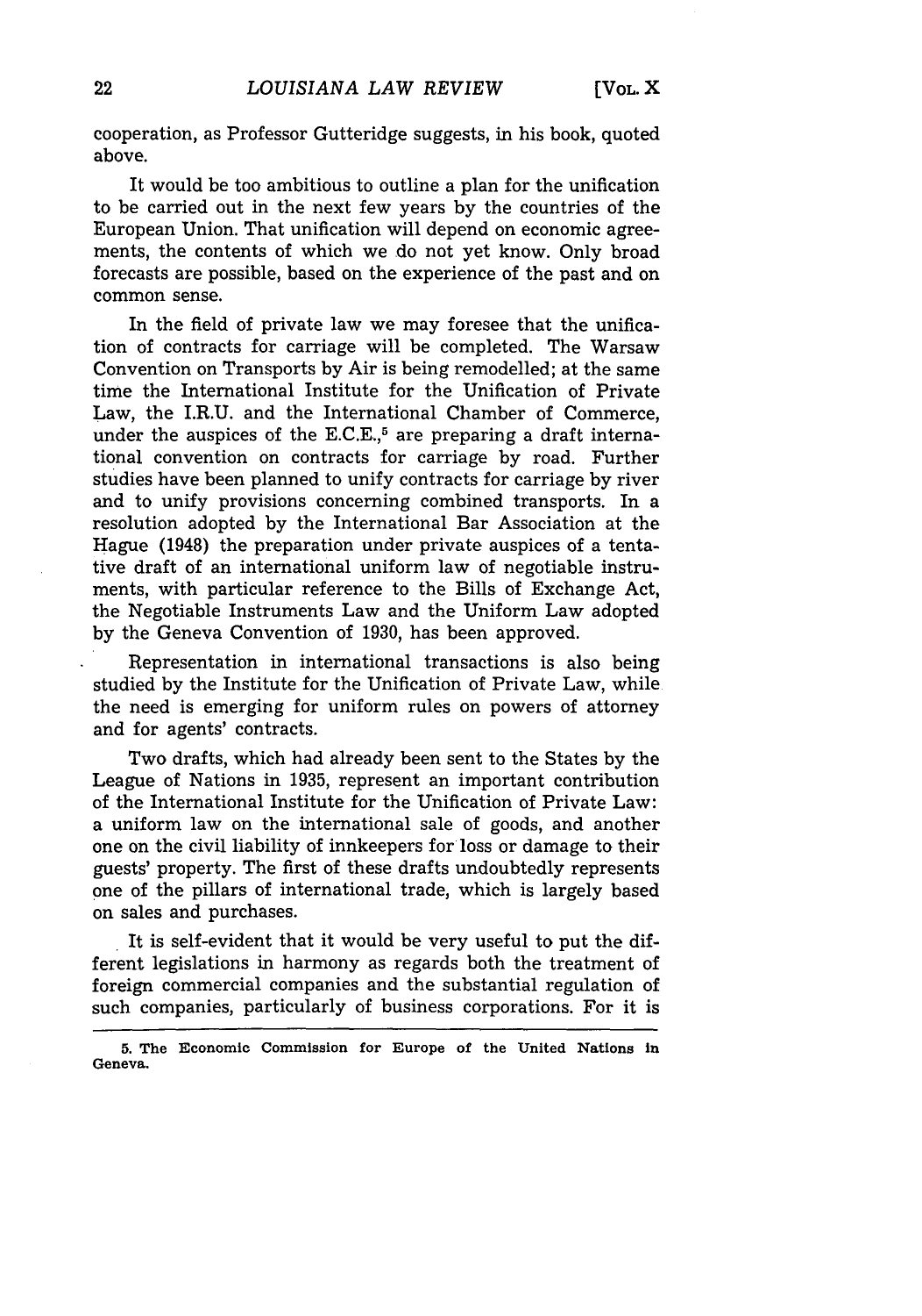cooperation, as Professor Gutteridge suggests, in his book, quoted above.

It would be too ambitious to outline a plan for the unification to be carried out in the next few years by the countries of the European Union. That unification will depend on economic agreements, the contents of which we do not yet know. Only broad forecasts are possible, based on the experience of the past and on common sense.

In the field of private law we may foresee that the unification of contracts for carriage will be completed. The Warsaw Convention on Transports by Air is being remodelled; at the same time the International Institute for the Unification of Private Law, the I.R.U. and the International Chamber of Commerce, under the auspices of the E.C.E.,[5] are preparing a draft international convention on contracts for carriage by road. Further studies have been planned to unify contracts for carriage by river and to unify provisions concerning combined transports. In a resolution adopted by the International Bar Association at the Hague (1948) the preparation under private auspices of a tentative draft of an international uniform law of negotiable instruments, with particular reference to the Bills of Exchange Act, the Negotiable Instruments Law and the Uniform Law adopted by the Geneva Convention of 1930, has been approved.

Representation in international transactions is also being studied by the Institute for the Unification of Private Law, while the need is emerging for uniform rules on powers of attorney and for agents' contracts.

Two drafts, which had already been sent to the States by the League of Nations in 1935, represent an important contribution of the International Institute for the Unification of Private Law: a uniform law on the international sale of goods, and another one on the civil liability of innkeepers for loss or damage to their guests' property. The first of these drafts undoubtedly represents one of the pillars of international trade, which is largely based on sales and purchases.

It is self-evident that it would be very useful to put the different legislations in harmony as regards both the treatment of foreign commercial companies and the substantial regulation of such companies, particularly of business corporations. For it is

---

5. The Economic Commission for Europe of the United Nations in Geneva.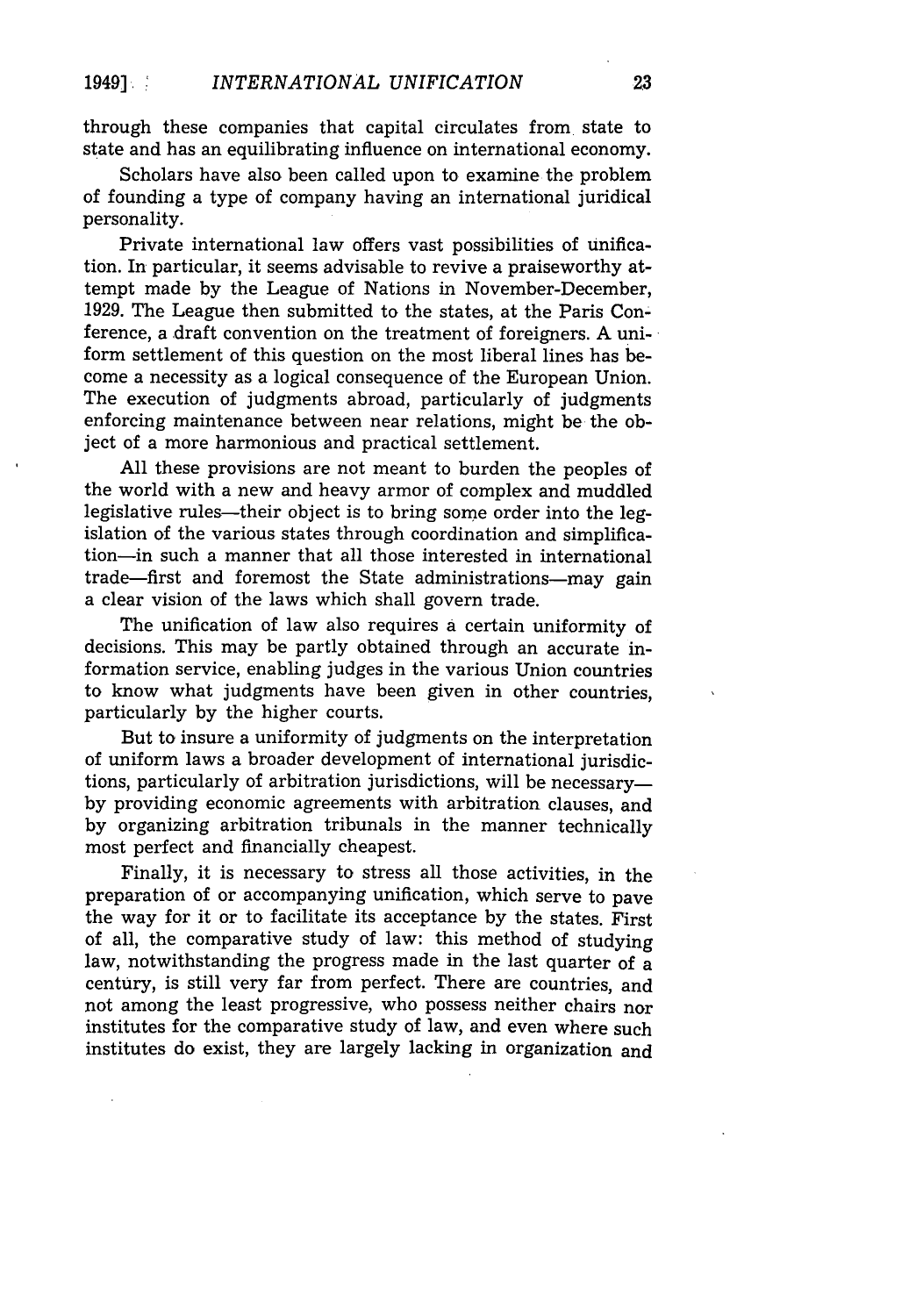through these companies that capital circulates from state to state and has an equilibrating influence on international economy.

Scholars have also been called upon to examine the problem of founding a type of company having an international juridical personality.

Private international law offers vast possibilities of unification. In particular, it seems advisable to revive a praiseworthy attempt made by the League of Nations in November-December, 1929. The League then submitted to the states, at the Paris Conference, a draft convention on the treatment of foreigners. A uniform settlement of this question on the most liberal lines has become a necessity as a logical consequence of the European Union. The execution of judgments abroad, particularly of judgments enforcing maintenance between near relations, might be the object of a more harmonious and practical settlement.

All these provisions are not meant to burden the peoples of the world with a new and heavy armor of complex and muddled legislative rules—their object is to bring some order into the legislation of the various states through coordination and simplification—in such a manner that all those interested in international trade—first and foremost the State administrations—may gain a clear vision of the laws which shall govern trade.

The unification of law also requires a certain uniformity of decisions. This may be partly obtained through an accurate information service, enabling judges in the various Union countries to know what judgments have been given in other countries, particularly by the higher courts.

But to insure a uniformity of judgments on the interpretation of uniform laws a broader development of international jurisdictions, particularly of arbitration jurisdictions, will be necessary—by providing economic agreements with arbitration clauses, and by organizing arbitration tribunals in the manner technically most perfect and financially cheapest.

Finally, it is necessary to stress all those activities, in the preparation of or accompanying unification, which serve to pave the way for it or to facilitate its acceptance by the states. First of all, the comparative study of law: this method of studying law, notwithstanding the progress made in the last quarter of a century, is still very far from perfect. There are countries, and not among the least progressive, who possess neither chairs nor institutes for the comparative study of law, and even where such institutes do exist, they are largely lacking in organization and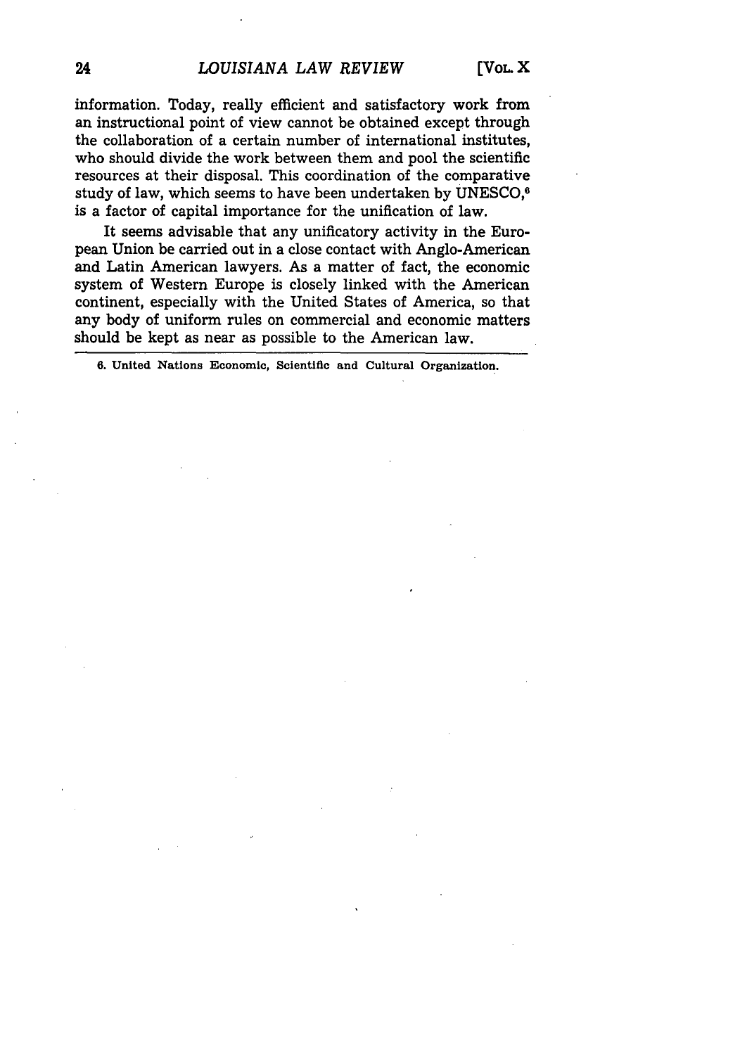information. Today, really efficient and satisfactory work from an instructional point of view cannot be obtained except through the collaboration of a certain number of international institutes, who should divide the work between them and pool the scientific resources at their disposal. This coordination of the comparative study of law, which seems to have been undertaken by UNESCO,[6] is a factor of capital importance for the unification of law.

It seems advisable that any unificatory activity in the European Union be carried out in a close contact with Anglo-American and Latin American lawyers. As a matter of fact, the economic system of Western Europe is closely linked with the American continent, especially with the United States of America, so that any body of uniform rules on commercial and economic matters should be kept as near as possible to the American law.

---

6. United Nations Economic, Scientific and Cultural Organization.